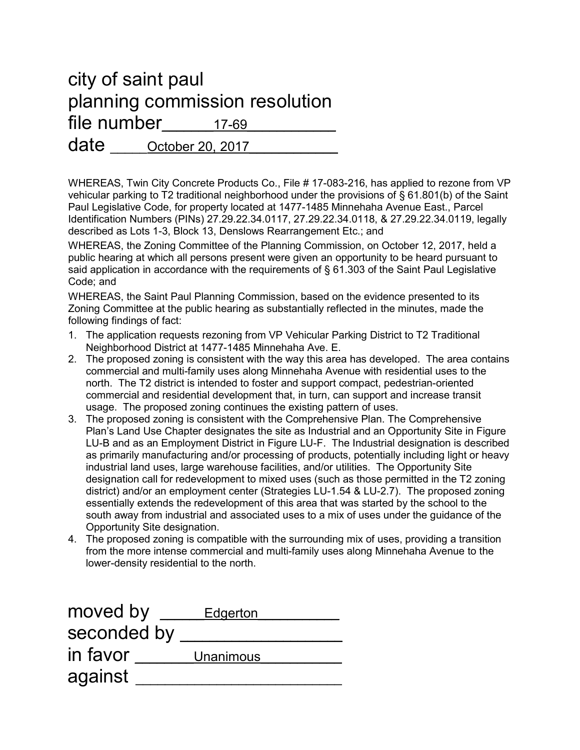# city of saint paul
# planning commission resolution
# file number 17-69
# date October 20, 2017

WHEREAS, Twin City Concrete Products Co., File # 17-083-216, has applied to rezone from VP vehicular parking to T2 traditional neighborhood under the provisions of § 61.801(b) of the Saint Paul Legislative Code, for property located at 1477-1485 Minnehaha Avenue East., Parcel Identification Numbers (PINs) 27.29.22.34.0117, 27.29.22.34.0118, & 27.29.22.34.0119, legally described as Lots 1-3, Block 13, Denslows Rearrangement Etc.; and

WHEREAS, the Zoning Committee of the Planning Commission, on October 12, 2017, held a public hearing at which all persons present were given an opportunity to be heard pursuant to said application in accordance with the requirements of § 61.303 of the Saint Paul Legislative Code; and

WHEREAS, the Saint Paul Planning Commission, based on the evidence presented to its Zoning Committee at the public hearing as substantially reflected in the minutes, made the following findings of fact:

1. The application requests rezoning from VP Vehicular Parking District to T2 Traditional Neighborhood District at 1477-1485 Minnehaha Ave. E.
2. The proposed zoning is consistent with the way this area has developed. The area contains commercial and multi-family uses along Minnehaha Avenue with residential uses to the north. The T2 district is intended to foster and support compact, pedestrian-oriented commercial and residential development that, in turn, can support and increase transit usage. The proposed zoning continues the existing pattern of uses.
3. The proposed zoning is consistent with the Comprehensive Plan. The Comprehensive Plan's Land Use Chapter designates the site as Industrial and an Opportunity Site in Figure LU-B and as an Employment District in Figure LU-F. The Industrial designation is described as primarily manufacturing and/or processing of products, potentially including light or heavy industrial land uses, large warehouse facilities, and/or utilities. The Opportunity Site designation call for redevelopment to mixed uses (such as those permitted in the T2 zoning district) and/or an employment center (Strategies LU-1.54 & LU-2.7). The proposed zoning essentially extends the redevelopment of this area that was started by the school to the south away from industrial and associated uses to a mix of uses under the guidance of the Opportunity Site designation.
4. The proposed zoning is compatible with the surrounding mix of uses, providing a transition from the more intense commercial and multi-family uses along Minnehaha Avenue to the lower-density residential to the north.

moved by Edgerton

seconded by ________

in favor Unanimous

against ________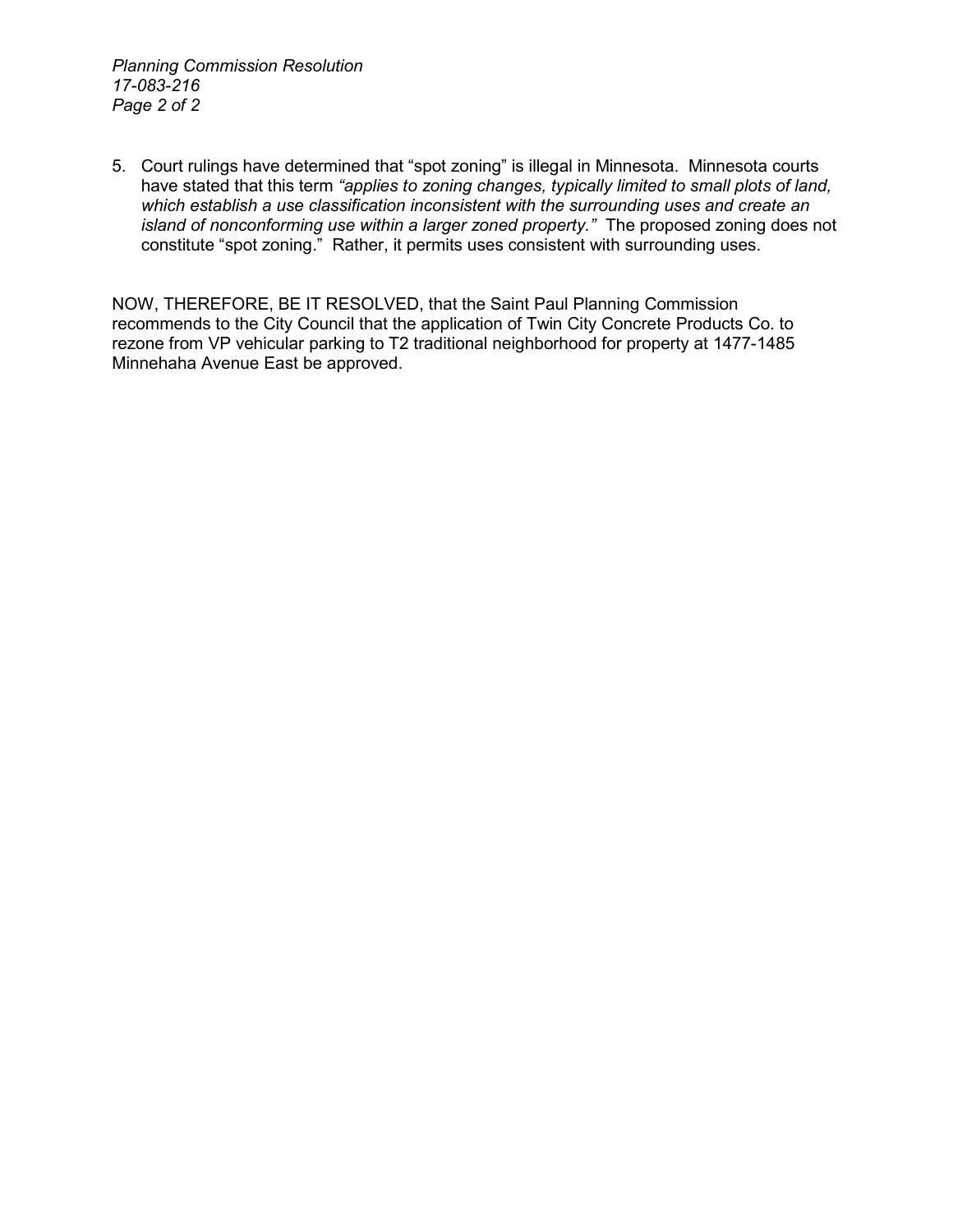5. Court rulings have determined that "spot zoning" is illegal in Minnesota. Minnesota courts have stated that this term *"applies to zoning changes, typically limited to small plots of land, which establish a use classification inconsistent with the surrounding uses and create an island of nonconforming use within a larger zoned property."* The proposed zoning does not constitute "spot zoning." Rather, it permits uses consistent with surrounding uses.

NOW, THEREFORE, BE IT RESOLVED, that the Saint Paul Planning Commission recommends to the City Council that the application of Twin City Concrete Products Co. to rezone from VP vehicular parking to T2 traditional neighborhood for property at 1477-1485 Minnehaha Avenue East be approved.